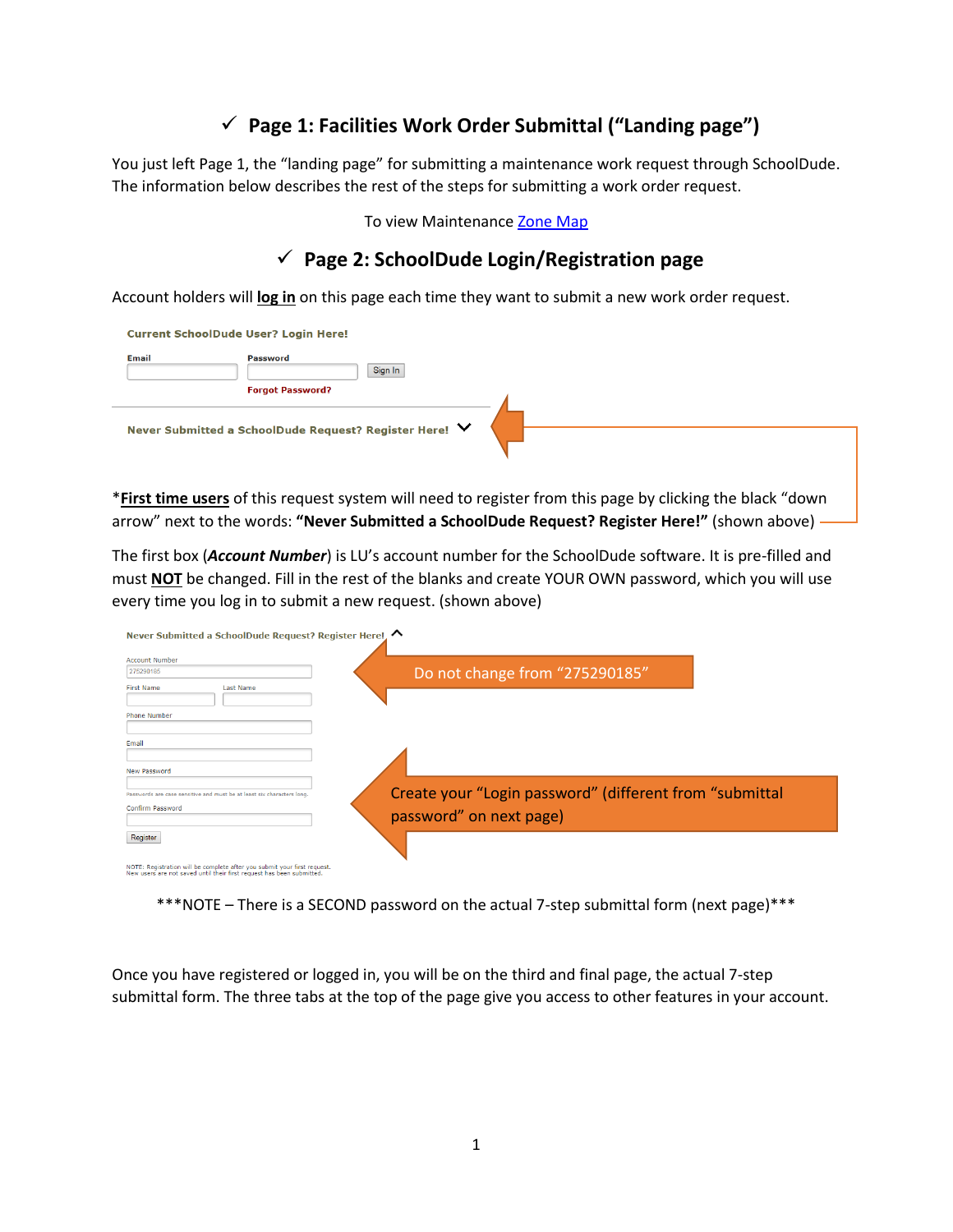## ✓ Page 1: Facilities Work Order Submittal ("Landing page")

You just left Page 1, the "landing page" for submitting a maintenance work request through SchoolDude. The information below describes the rest of the steps for submitting a work order request.

To view Maintenance [Zone Map]

## ✓ Page 2: SchoolDude Login/Registration page

Account holders will **log in** on this page each time they want to submit a new work order request.

**Current SchoolDude User? Login Here!**

Email | Password | Sign In

Forgot Password?

**Never Submitted a SchoolDude Request? Register Here!**

\***First time users** of this request system will need to register from this page by clicking the black "down arrow" next to the words: **"Never Submitted a SchoolDude Request? Register Here!"** (shown above)

The first box (***Account Number***) is LU's account number for the SchoolDude software. It is pre-filled and must **NOT** be changed. Fill in the rest of the blanks and create YOUR OWN password, which you will use every time you log in to submit a new request. (shown above)

**Never Submitted a SchoolDude Request? Register Here!**

Account Number: 275290185 — Do not change from "275290185"

First Name | Last Name

Phone Number

Email

New Password — Create your "Login password" (different from "submittal password" on next page)

Passwords are case sensitive and must be at least six characters long.

Confirm Password

Register

NOTE: Registration will be complete after you submit your first request. New users are not saved until their first request has been submitted.

\*\*\*NOTE – There is a SECOND password on the actual 7-step submittal form (next page)\*\*\*

Once you have registered or logged in, you will be on the third and final page, the actual 7-step submittal form. The three tabs at the top of the page give you access to other features in your account.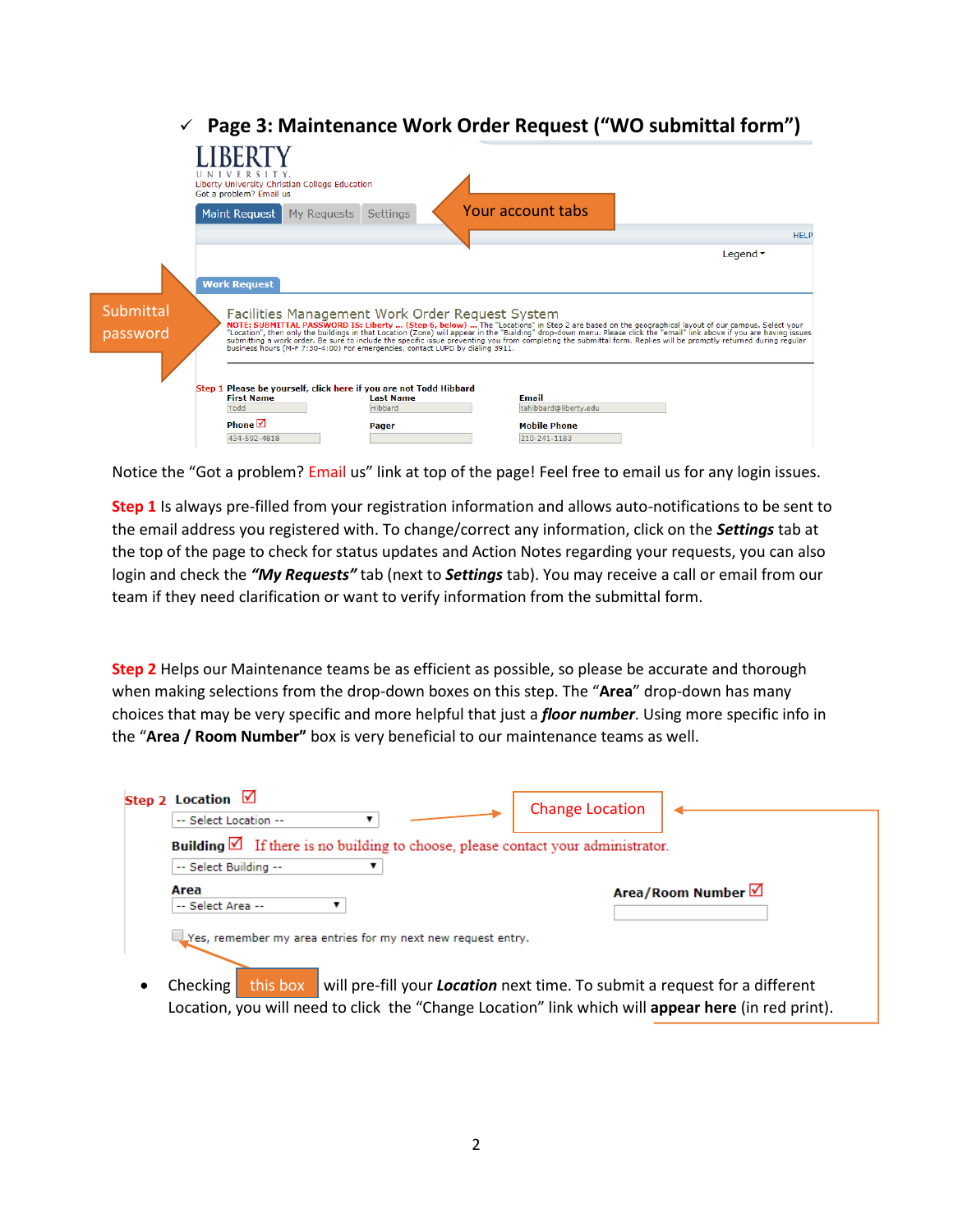## ✓ Page 3: Maintenance Work Order Request ("WO submittal form")

LIBERTY
UNIVERSITY.
Liberty University Christian College Education
Got a problem? Email us

Maint Request | My Requests | Settings

Your account tabs

HELP

Legend

Work Request

Submittal password

Facilities Management Work Order Request System

NOTE: SUBMITTAL PASSWORD IS: Liberty ... (Step 6, below) ... The "Locations" in Step 2 are based on the geographical layout of our campus. Select your "Location", then only the buildings in that Location (Zone) will appear in the "Building" drop-down menu. Please click the "email" link above if you are having issues submitting a work order. Be sure to include the specific issue preventing you from completing the submittal form. Replies will be promptly returned during regular business hours (M-F 7:30-4:00) For emergencies, contact LUPD by dialing 3911.

Step 1 Please be yourself, click here if you are not Todd Hibbard

| First Name | Last Name | Email |
|---|---|---|
| Todd | Hibbard | tahibbard@liberty.edu |
| **Phone** ☑ | **Pager** | **Mobile Phone** |
| 434-592-4818 | | 210-241-1183 |

Notice the "Got a problem? Email us" link at top of the page! Feel free to email us for any login issues.

**Step 1** Is always pre-filled from your registration information and allows auto-notifications to be sent to the email address you registered with. To change/correct any information, click on the ***Settings*** tab at the top of the page to check for status updates and Action Notes regarding your requests, you can also login and check the ***"My Requests"*** tab (next to ***Settings*** tab). You may receive a call or email from our team if they need clarification or want to verify information from the submittal form.

**Step 2** Helps our Maintenance teams be as efficient as possible, so please be accurate and thorough when making selections from the drop-down boxes on this step. The "**Area**" drop-down has many choices that may be very specific and more helpful that just a ***floor number***. Using more specific info in the "**Area / Room Number"** box is very beneficial to our maintenance teams as well.

Step 2 **Location** ☑
-- Select Location --

Change Location

**Building** ☑ If there is no building to choose, please contact your administrator.
-- Select Building --

**Area**
-- Select Area --

**Area/Room Number** ☑

☐ Yes, remember my area entries for my next new request entry.

- Checking this box will pre-fill your ***Location*** next time. To submit a request for a different Location, you will need to click the "Change Location" link which will **appear here** (in red print).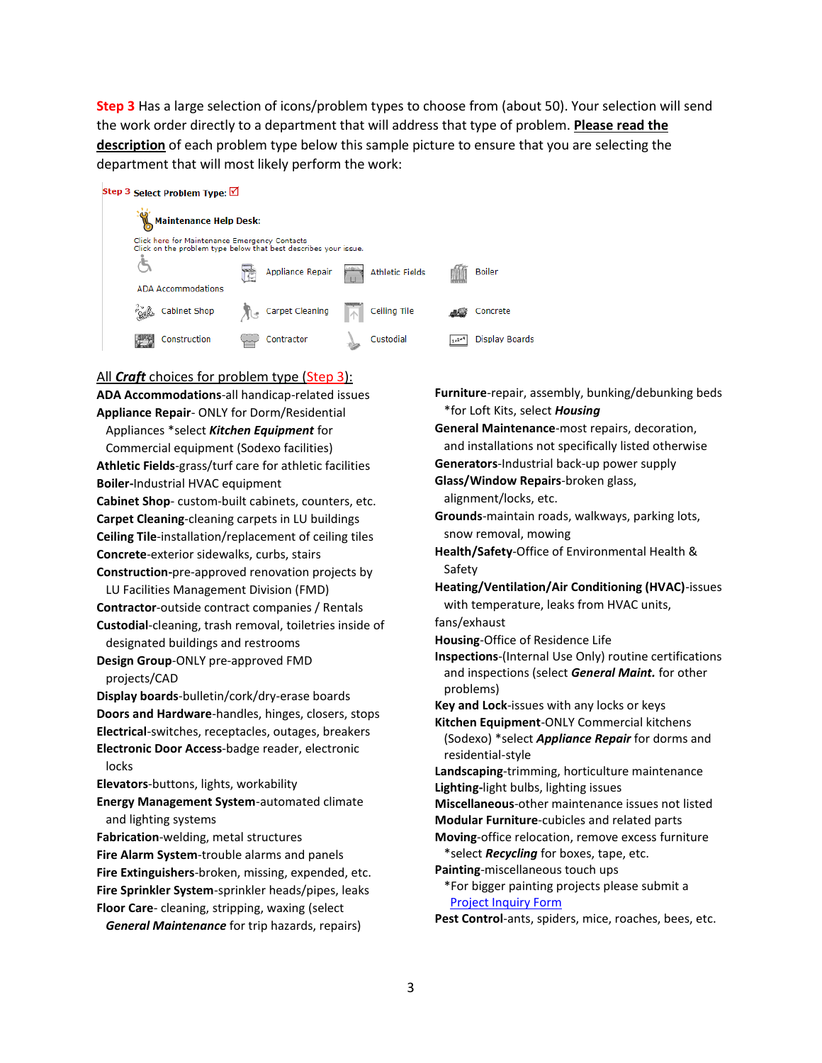**Step 3** Has a large selection of icons/problem types to choose from (about 50). Your selection will send the work order directly to a department that will address that type of problem. **Please read the description** of each problem type below this sample picture to ensure that you are selecting the department that will most likely perform the work:

Step 3 Select Problem Type:

Maintenance Help Desk:

Click here for Maintenance Emergency Contacts
Click on the problem type below that best describes your issue.

| | | | |
|---|---|---|---|
| ADA Accommodations | Appliance Repair | Athletic Fields | Boiler |
| Cabinet Shop | Carpet Cleaning | Ceiling Tile | Concrete |
| Construction | Contractor | Custodial | Display Boards |

All ***Craft*** choices for problem type (Step 3):

- **ADA Accommodations**-all handicap-related issues
- **Appliance Repair**- ONLY for Dorm/Residential Appliances *select ***Kitchen Equipment*** for Commercial equipment (Sodexo facilities)
- **Athletic Fields**-grass/turf care for athletic facilities
- **Boiler**-Industrial HVAC equipment
- **Cabinet Shop**- custom-built cabinets, counters, etc.
- **Carpet Cleaning**-cleaning carpets in LU buildings
- **Ceiling Tile**-installation/replacement of ceiling tiles
- **Concrete**-exterior sidewalks, curbs, stairs
- **Construction**-pre-approved renovation projects by LU Facilities Management Division (FMD)
- **Contractor**-outside contract companies / Rentals
- **Custodial**-cleaning, trash removal, toiletries inside of designated buildings and restrooms
- **Design Group**-ONLY pre-approved FMD projects/CAD
- **Display boards**-bulletin/cork/dry-erase boards
- **Doors and Hardware**-handles, hinges, closers, stops
- **Electrical**-switches, receptacles, outages, breakers
- **Electronic Door Access**-badge reader, electronic locks
- **Elevators**-buttons, lights, workability
- **Energy Management System**-automated climate and lighting systems
- **Fabrication**-welding, metal structures
- **Fire Alarm System**-trouble alarms and panels
- **Fire Extinguishers**-broken, missing, expended, etc.
- **Fire Sprinkler System**-sprinkler heads/pipes, leaks
- **Floor Care**- cleaning, stripping, waxing (select ***General Maintenance*** for trip hazards, repairs)
- **Furniture**-repair, assembly, bunking/debunking beds *for Loft Kits, select ***Housing***
- **General Maintenance**-most repairs, decoration, and installations not specifically listed otherwise
- **Generators**-Industrial back-up power supply
- **Glass/Window Repairs**-broken glass, alignment/locks, etc.
- **Grounds**-maintain roads, walkways, parking lots, snow removal, mowing
- **Health/Safety**-Office of Environmental Health & Safety
- **Heating/Ventilation/Air Conditioning (HVAC)**-issues with temperature, leaks from HVAC units, fans/exhaust
- **Housing**-Office of Residence Life
- **Inspections**-(Internal Use Only) routine certifications and inspections (select ***General Maint.*** for other problems)
- **Key and Lock**-issues with any locks or keys
- **Kitchen Equipment**-ONLY Commercial kitchens (Sodexo) *select ***Appliance Repair*** for dorms and residential-style
- **Landscaping**-trimming, horticulture maintenance
- **Lighting**-light bulbs, lighting issues
- **Miscellaneous**-other maintenance issues not listed
- **Modular Furniture**-cubicles and related parts
- **Moving**-office relocation, remove excess furniture *select ***Recycling*** for boxes, tape, etc.
- **Painting**-miscellaneous touch ups *For bigger painting projects please submit a Project Inquiry Form
- **Pest Control**-ants, spiders, mice, roaches, bees, etc.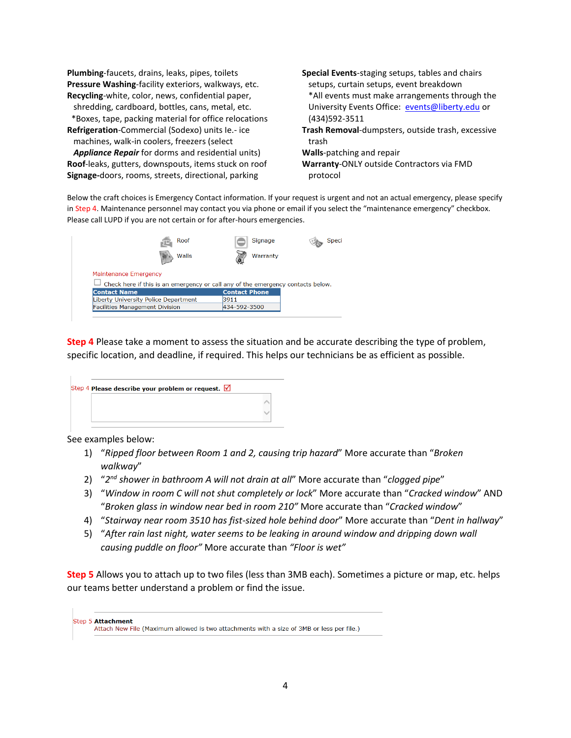**Plumbing**-faucets, drains, leaks, pipes, toilets
**Pressure Washing**-facility exteriors, walkways, etc.
**Recycling**-white, color, news, confidential paper, shredding, cardboard, bottles, cans, metal, etc.
*Boxes, tape, packing material for office relocations
**Refrigeration**-Commercial (Sodexo) units Ie.- ice machines, walk-in coolers, freezers (select ***Appliance Repair*** for dorms and residential units)
**Roof**-leaks, gutters, downspouts, items stuck on roof
**Signage**-doors, rooms, streets, directional, parking
**Special Events**-staging setups, tables and chairs setups, curtain setups, event breakdown
*All events must make arrangements through the University Events Office: events@liberty.edu or (434)592-3511
**Trash Removal**-dumpsters, outside trash, excessive trash
**Walls**-patching and repair
**Warranty**-ONLY outside Contractors via FMD protocol

Below the craft choices is Emergency Contact information. If your request is urgent and not an actual emergency, please specify in Step 4. Maintenance personnel may contact you via phone or email if you select the "maintenance emergency" checkbox. Please call LUPD if you are not certain or for after-hours emergencies.

Roof  Signage  Speci
Walls  Warranty

Maintenance Emergency
☐ Check here if this is an emergency or call any of the emergency contacts below.

| Contact Name | Contact Phone |
|---|---|
| Liberty University Police Department | 3911 |
| Facilities Management Division | 434-592-3500 |

**Step 4** Please take a moment to assess the situation and be accurate describing the type of problem, specific location, and deadline, if required. This helps our technicians be as efficient as possible.

Step 4 **Please describe your problem or request.** ☑

See examples below:

1) "*Ripped floor between Room 1 and 2, causing trip hazard*" More accurate than "*Broken walkway*"
2) "*2nd shower in bathroom A will not drain at all*" More accurate than "*clogged pipe*"
3) "*Window in room C will not shut completely or lock*" More accurate than "*Cracked window*" AND "*Broken glass in window near bed in room 210*" More accurate than "*Cracked window*"
4) "*Stairway near room 3510 has fist-sized hole behind door*" More accurate than "*Dent in hallway*"
5) "*After rain last night, water seems to be leaking in around window and dripping down wall causing puddle on floor*" More accurate than "*Floor is wet*"

**Step 5** Allows you to attach up to two files (less than 3MB each). Sometimes a picture or map, etc. helps our teams better understand a problem or find the issue.

Step 5 **Attachment**
Attach New File (Maximum allowed is two attachments with a size of 3MB or less per file.)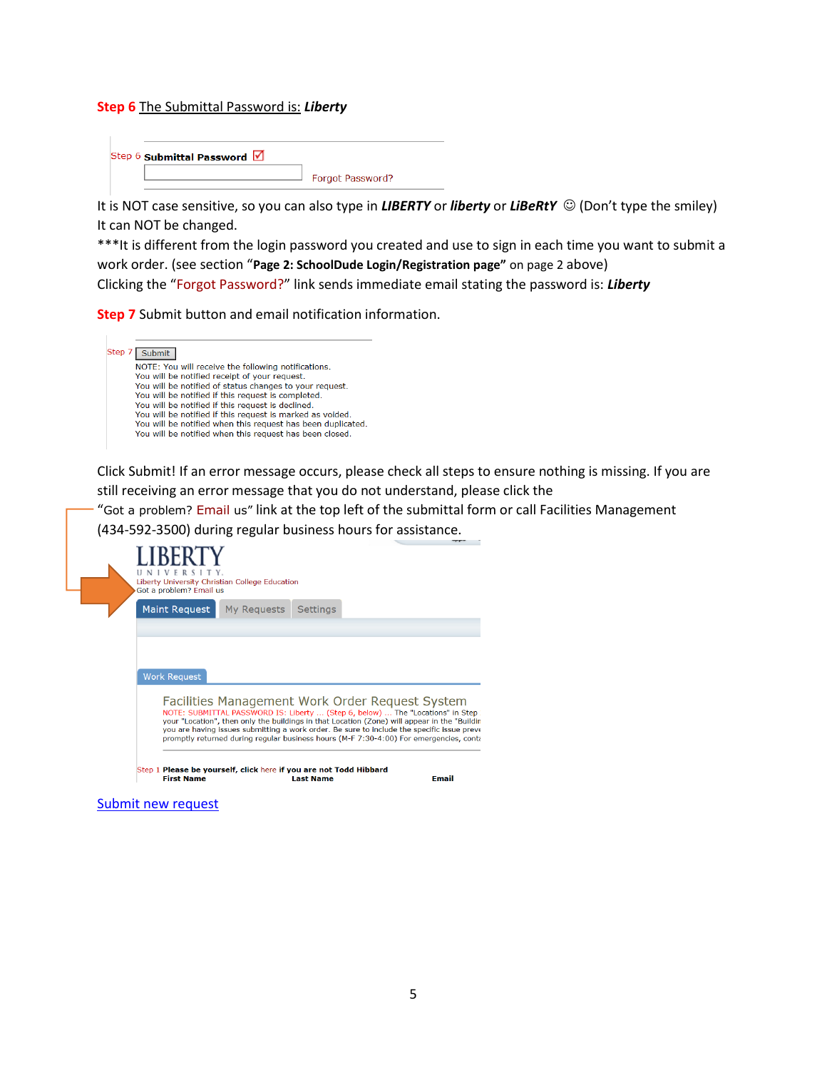**Step 6** The Submittal Password is: ***Liberty***

Step 6 **Submittal Password**

Forgot Password?

It is NOT case sensitive, so you can also type in ***LIBERTY*** or ***liberty*** or ***LiBeRtY*** ☺ (Don't type the smiley)
It can NOT be changed.
***It is different from the login password you created and use to sign in each time you want to submit a work order. (see section "**Page 2: SchoolDude Login/Registration page"** on page 2 above)
Clicking the "Forgot Password?" link sends immediate email stating the password is: ***Liberty***

**Step 7** Submit button and email notification information.

Step 7 Submit

NOTE: You will receive the following notifications.
You will be notified receipt of your request.
You will be notified of status changes to your request.
You will be notified if this request is completed.
You will be notified if this request is declined.
You will be notified if this request is marked as voided.
You will be notified when this request has been duplicated.
You will be notified when this request has been closed.

Click Submit! If an error message occurs, please check all steps to ensure nothing is missing. If you are still receiving an error message that you do not understand, please click the "Got a problem? Email us" link at the top left of the submittal form or call Facilities Management (434-592-3500) during regular business hours for assistance.

LIBERTY
UNIVERSITY
Liberty University Christian College Education
Got a problem? Email us

Maint Request | My Requests | Settings

Work Request

Facilities Management Work Order Request System
NOTE: SUBMITTAL PASSWORD IS: Liberty ... (Step 6, below) ... The "Locations" in Step your "Location", then only the buildings in that Location (Zone) will appear in the "Buildi you are having issues submitting a work order. Be sure to include the specific issue preve promptly returned during regular business hours (M-F 7:30-4:00) For emergencies, conta

Step 1 Please be yourself, click here if you are not Todd Hibbard
First Name | Last Name | Email

[Submit new request]